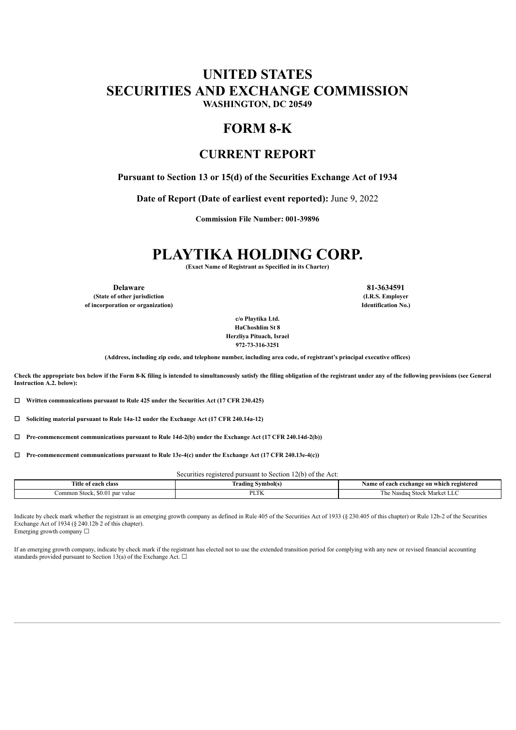# UNITED STATES
# SECURITIES AND EXCHANGE COMMISSION

**WASHINGTON, DC 20549**

# FORM 8-K

## CURRENT REPORT

**Pursuant to Section 13 or 15(d) of the Securities Exchange Act of 1934**

**Date of Report (Date of earliest event reported):** June 9, 2022

**Commission File Number: 001-39896**

# PLAYTIKA HOLDING CORP.

**(Exact Name of Registrant as Specified in its Charter)**

| | |
|---|---|
| **Delaware** | **81-3634591** |
| **(State of other jurisdiction of incorporation or organization)** | **(I.R.S. Employer Identification No.)** |

**c/o Playtika Ltd.**
**HaChoshlim St 8**
**Herzliya Pituach, Israel**
**972-73-316-3251**

**(Address, including zip code, and telephone number, including area code, of registrant's principal executive offices)**

**Check the appropriate box below if the Form 8-K filing is intended to simultaneously satisfy the filing obligation of the registrant under any of the following provisions (see General Instruction A.2. below):**

☐ **Written communications pursuant to Rule 425 under the Securities Act (17 CFR 230.425)**

☐ **Soliciting material pursuant to Rule 14a-12 under the Exchange Act (17 CFR 240.14a-12)**

☐ **Pre-commencement communications pursuant to Rule 14d-2(b) under the Exchange Act (17 CFR 240.14d-2(b))**

☐ **Pre-commencement communications pursuant to Rule 13e-4(c) under the Exchange Act (17 CFR 240.13e-4(c))**

Securities registered pursuant to Section 12(b) of the Act:

| Title of each class | Trading Symbol(s) | Name of each exchange on which registered |
|---|---|---|
| Common Stock, $0.01 par value | PLTK | The Nasdaq Stock Market LLC |

Indicate by check mark whether the registrant is an emerging growth company as defined in Rule 405 of the Securities Act of 1933 (§ 230.405 of this chapter) or Rule 12b-2 of the Securities Exchange Act of 1934 (§ 240.12b 2 of this chapter).
Emerging growth company ☐

If an emerging growth company, indicate by check mark if the registrant has elected not to use the extended transition period for complying with any new or revised financial accounting standards provided pursuant to Section 13(a) of the Exchange Act. ☐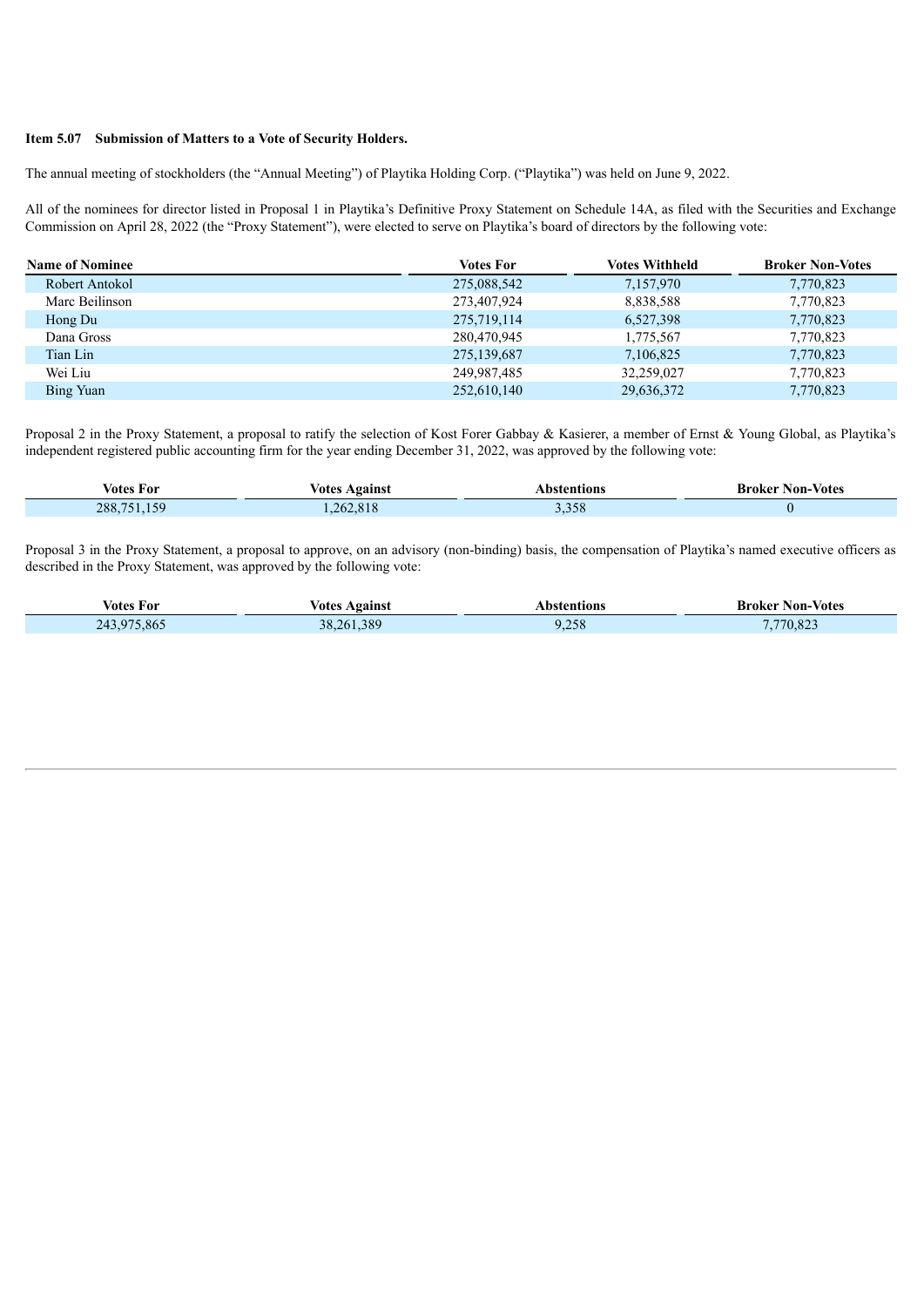**Item 5.07 Submission of Matters to a Vote of Security Holders.**

The annual meeting of stockholders (the "Annual Meeting") of Playtika Holding Corp. ("Playtika") was held on June 9, 2022.

All of the nominees for director listed in Proposal 1 in Playtika's Definitive Proxy Statement on Schedule 14A, as filed with the Securities and Exchange Commission on April 28, 2022 (the "Proxy Statement"), were elected to serve on Playtika's board of directors by the following vote:

| Name of Nominee | Votes For | Votes Withheld | Broker Non-Votes |
|---|---|---|---|
| Robert Antokol | 275,088,542 | 7,157,970 | 7,770,823 |
| Marc Beilinson | 273,407,924 | 8,838,588 | 7,770,823 |
| Hong Du | 275,719,114 | 6,527,398 | 7,770,823 |
| Dana Gross | 280,470,945 | 1,775,567 | 7,770,823 |
| Tian Lin | 275,139,687 | 7,106,825 | 7,770,823 |
| Wei Liu | 249,987,485 | 32,259,027 | 7,770,823 |
| Bing Yuan | 252,610,140 | 29,636,372 | 7,770,823 |

Proposal 2 in the Proxy Statement, a proposal to ratify the selection of Kost Forer Gabbay & Kasierer, a member of Ernst & Young Global, as Playtika's independent registered public accounting firm for the year ending December 31, 2022, was approved by the following vote:

| Votes For | Votes Against | Abstentions | Broker Non-Votes |
|---|---|---|---|
| 288,751,159 | 1,262,818 | 3,358 | 0 |

Proposal 3 in the Proxy Statement, a proposal to approve, on an advisory (non-binding) basis, the compensation of Playtika's named executive officers as described in the Proxy Statement, was approved by the following vote:

| Votes For | Votes Against | Abstentions | Broker Non-Votes |
|---|---|---|---|
| 243,975,865 | 38,261,389 | 9,258 | 7,770,823 |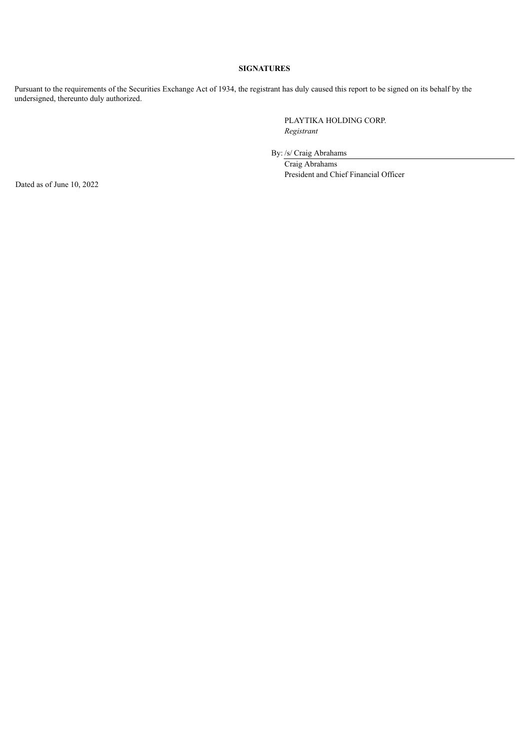**SIGNATURES**

Pursuant to the requirements of the Securities Exchange Act of 1934, the registrant has duly caused this report to be signed on its behalf by the undersigned, thereunto duly authorized.

PLAYTIKA HOLDING CORP.
*Registrant*

By: /s/ Craig Abrahams
Craig Abrahams
President and Chief Financial Officer

Dated as of June 10, 2022